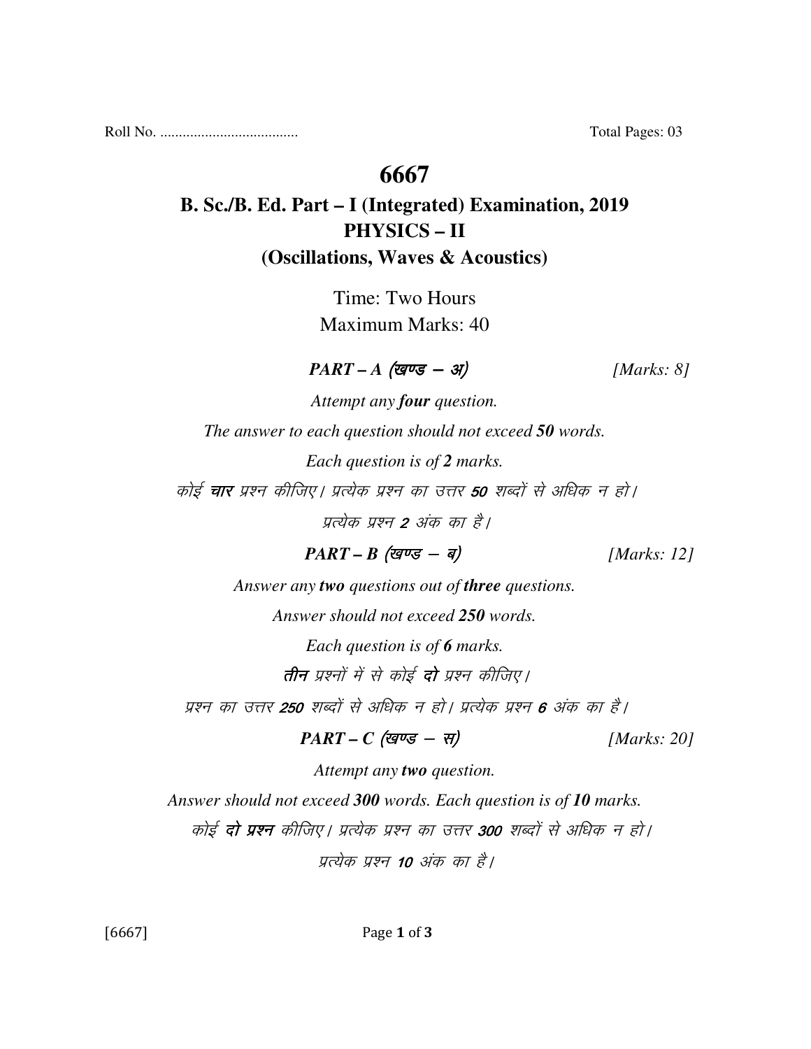Roll No. .................................... Total Pages: 03

# 6667

## B. Sc./B. Ed. Part – I (Integrated) Examination, 2019
## PHYSICS – II
## (Oscillations, Waves & Acoustics)

Time: Two Hours

Maximum Marks: 40

***PART – A (खण्ड – अ)*** *[Marks: 8]*

*Attempt any **four** question.*

*The answer to each question should not exceed **50** words.*

*Each question is of **2** marks.*

*कोई **चार** प्रश्न कीजिए। प्रत्येक प्रश्न का उत्तर **50** शब्दों से अधिक न हो।*

*प्रत्येक प्रश्न **2** अंक का है।*

***PART – B (खण्ड – ब)*** *[Marks: 12]*

*Answer any **two** questions out of **three** questions.*

*Answer should not exceed **250** words.*

*Each question is of **6** marks.*

***तीन*** *प्रश्नों में से कोई **दो** प्रश्न कीजिए।*

*प्रश्न का उत्तर **250** शब्दों से अधिक न हो। प्रत्येक प्रश्न **6** अंक का है।*

***PART – C (खण्ड – स)*** *[Marks: 20]*

*Attempt any **two** question.*

*Answer should not exceed **300** words. Each question is of **10** marks.*

*कोई **दो प्रश्न** कीजिए। प्रत्येक प्रश्न का उत्तर **300** शब्दों से अधिक न हो।*

*प्रत्येक प्रश्न **10** अंक का है।*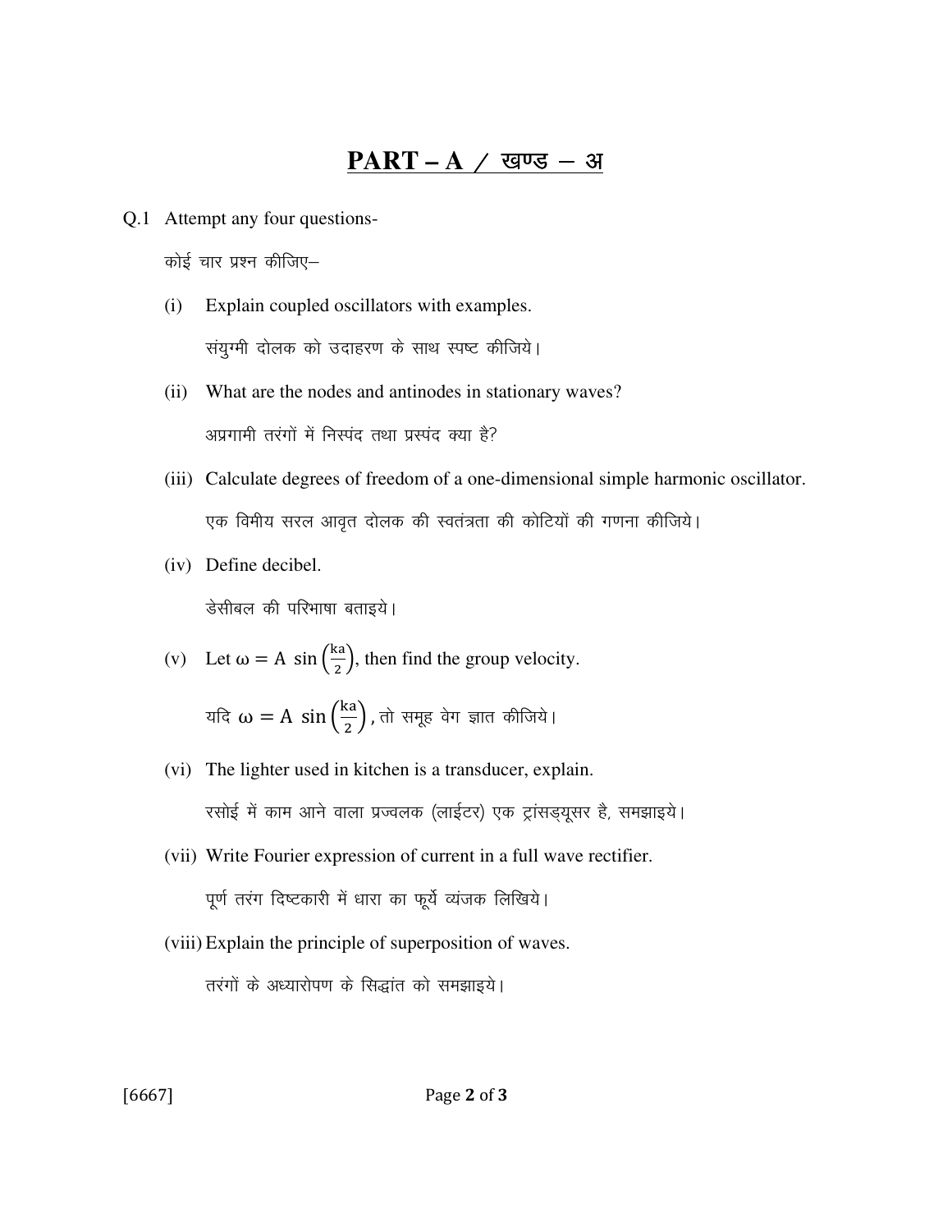# PART – A / खण्ड – अ

Q.1 Attempt any four questions-

कोई चार प्रश्न कीजिए–

(i) Explain coupled oscillators with examples.

संयुग्मी दोलक को उदाहरण के साथ स्पष्ट कीजिये।

(ii) What are the nodes and antinodes in stationary waves?

अप्रगामी तरंगों में निस्पंद तथा प्रस्पंद क्या है?

(iii) Calculate degrees of freedom of a one-dimensional simple harmonic oscillator.

एक विमीय सरल आवृत दोलक की स्वतंत्रता की कोटियों की गणना कीजिये।

(iv) Define decibel.

डेसीबल की परिभाषा बताइये।

(v) Let $\omega = A \sin\left(\frac{ka}{2}\right)$, then find the group velocity.

यदि $\omega = A \sin\left(\frac{ka}{2}\right)$, तो समूह वेग ज्ञात कीजिये।

(vi) The lighter used in kitchen is a transducer, explain.

रसोई में काम आने वाला प्रज्वलक (लाईटर) एक ट्रांसड्यूसर है, समझाइये।

(vii) Write Fourier expression of current in a full wave rectifier.

पूर्ण तरंग दिष्टकारी में धारा का फूर्ये व्यंजक लिखिये।

(viii) Explain the principle of superposition of waves.

तरंगों के अध्यारोपण के सिद्धांत को समझाइये।

[6667]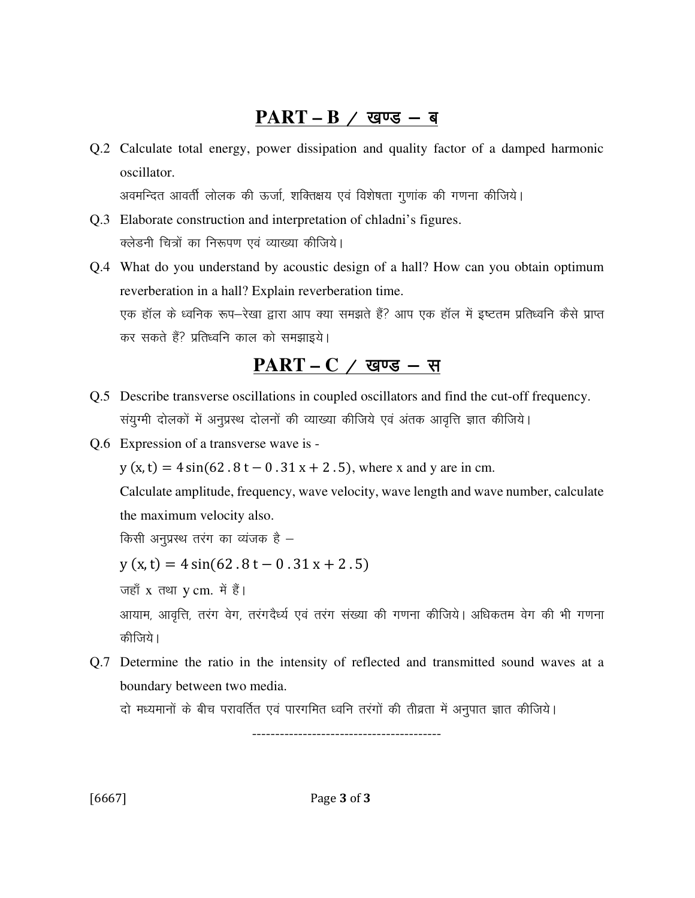## PART – B / खण्ड – ब

Q.2 Calculate total energy, power dissipation and quality factor of a damped harmonic oscillator.

अवमन्दित आवर्ती लोलक की ऊर्जा, शक्तिक्षय एवं विशेषता गुणांक की गणना कीजिये।

Q.3 Elaborate construction and interpretation of chladni's figures.

क्लेडनी चित्रों का निरूपण एवं व्याख्या कीजिये।

Q.4 What do you understand by acoustic design of a hall? How can you obtain optimum reverberation in a hall? Explain reverberation time.

एक हॉल के ध्वनिक रूप–रेखा द्वारा आप क्या समझते हैं? आप एक हॉल में इष्टतम प्रतिध्वनि कैसे प्राप्त कर सकते हैं? प्रतिध्वनि काल को समझाइये।

## PART – C / खण्ड – स

Q.5 Describe transverse oscillations in coupled oscillators and find the cut-off frequency.

संयुग्मी दोलकों में अनुप्रस्थ दोलनों की व्याख्या कीजिये एवं अंतक आवृत्ति ज्ञात कीजिये।

Q.6 Expression of a transverse wave is -

$y(x, t) = 4 \sin(62.8\, t - 0.31\, x + 2.5)$, where x and y are in cm.

Calculate amplitude, frequency, wave velocity, wave length and wave number, calculate the maximum velocity also.

किसी अनुप्रस्थ तरंग का व्यंजक है –

$y(x, t) = 4 \sin(62.8\, t - 0.31\, x + 2.5)$

जहाँ x तथा y cm. में हैं।

आयाम, आवृत्ति, तरंग वेग, तरंगदैर्ध्य एवं तरंग संख्या की गणना कीजिये। अधिकतम वेग की भी गणना कीजिये।

Q.7 Determine the ratio in the intensity of reflected and transmitted sound waves at a boundary between two media.

दो मध्यमानों के बीच परावर्तित एवं पारगमित ध्वनि तरंगों की तीव्रता में अनुपात ज्ञात कीजिये।

-----------------------------------------

[6667]